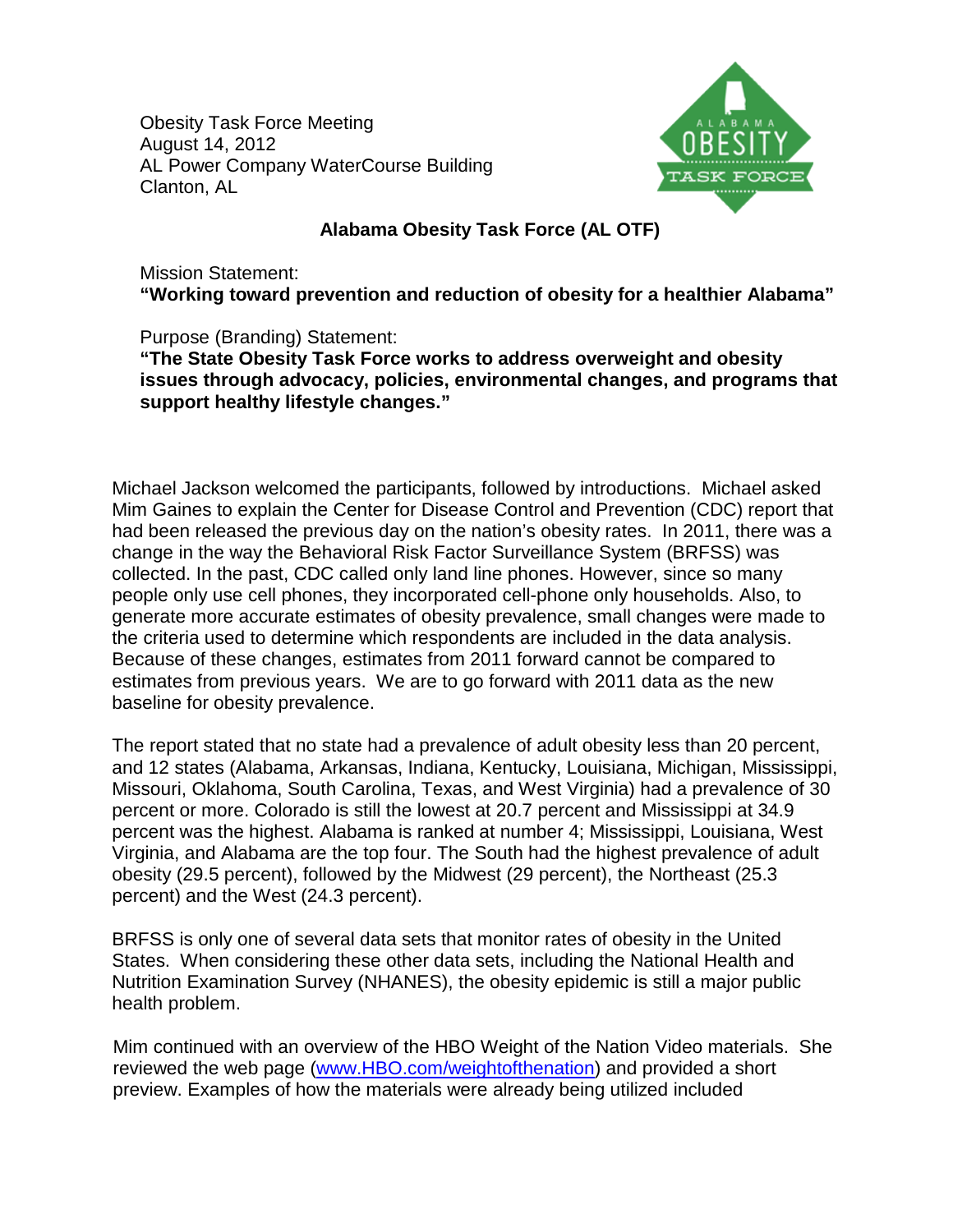Obesity Task Force Meeting
August 14, 2012
AL Power Company WaterCourse Building
Clanton, AL

## Alabama Obesity Task Force (AL OTF)

Mission Statement:
**"Working toward prevention and reduction of obesity for a healthier Alabama"**

Purpose (Branding) Statement:
**"The State Obesity Task Force works to address overweight and obesity issues through advocacy, policies, environmental changes, and programs that support healthy lifestyle changes."**

Michael Jackson welcomed the participants, followed by introductions. Michael asked Mim Gaines to explain the Center for Disease Control and Prevention (CDC) report that had been released the previous day on the nation's obesity rates. In 2011, there was a change in the way the Behavioral Risk Factor Surveillance System (BRFSS) was collected. In the past, CDC called only land line phones. However, since so many people only use cell phones, they incorporated cell-phone only households. Also, to generate more accurate estimates of obesity prevalence, small changes were made to the criteria used to determine which respondents are included in the data analysis. Because of these changes, estimates from 2011 forward cannot be compared to estimates from previous years. We are to go forward with 2011 data as the new baseline for obesity prevalence.

The report stated that no state had a prevalence of adult obesity less than 20 percent, and 12 states (Alabama, Arkansas, Indiana, Kentucky, Louisiana, Michigan, Mississippi, Missouri, Oklahoma, South Carolina, Texas, and West Virginia) had a prevalence of 30 percent or more. Colorado is still the lowest at 20.7 percent and Mississippi at 34.9 percent was the highest. Alabama is ranked at number 4; Mississippi, Louisiana, West Virginia, and Alabama are the top four. The South had the highest prevalence of adult obesity (29.5 percent), followed by the Midwest (29 percent), the Northeast (25.3 percent) and the West (24.3 percent).

BRFSS is only one of several data sets that monitor rates of obesity in the United States. When considering these other data sets, including the National Health and Nutrition Examination Survey (NHANES), the obesity epidemic is still a major public health problem.

Mim continued with an overview of the HBO Weight of the Nation Video materials. She reviewed the web page (www.HBO.com/weightofthenation) and provided a short preview. Examples of how the materials were already being utilized included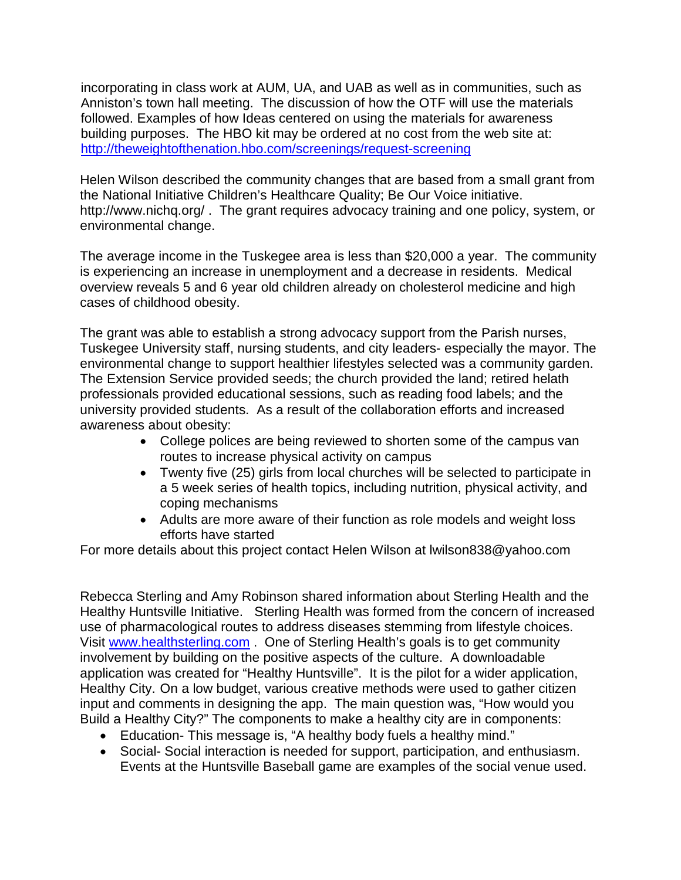incorporating in class work at AUM, UA, and UAB as well as in communities, such as Anniston's town hall meeting. The discussion of how the OTF will use the materials followed. Examples of how Ideas centered on using the materials for awareness building purposes. The HBO kit may be ordered at no cost from the web site at: [http://theweightofthenation.hbo.com/screenings/request-screening](http://theweightofthenation.hbo.com/screenings/request-screening)

Helen Wilson described the community changes that are based from a small grant from the National Initiative Children's Healthcare Quality; Be Our Voice initiative. http://www.nichq.org/ . The grant requires advocacy training and one policy, system, or environmental change.

The average income in the Tuskegee area is less than $20,000 a year. The community is experiencing an increase in unemployment and a decrease in residents. Medical overview reveals 5 and 6 year old children already on cholesterol medicine and high cases of childhood obesity.

The grant was able to establish a strong advocacy support from the Parish nurses, Tuskegee University staff, nursing students, and city leaders- especially the mayor. The environmental change to support healthier lifestyles selected was a community garden. The Extension Service provided seeds; the church provided the land; retired helath professionals provided educational sessions, such as reading food labels; and the university provided students. As a result of the collaboration efforts and increased awareness about obesity:

- College polices are being reviewed to shorten some of the campus van routes to increase physical activity on campus
- Twenty five (25) girls from local churches will be selected to participate in a 5 week series of health topics, including nutrition, physical activity, and coping mechanisms
- Adults are more aware of their function as role models and weight loss efforts have started

For more details about this project contact Helen Wilson at lwilson838@yahoo.com

Rebecca Sterling and Amy Robinson shared information about Sterling Health and the Healthy Huntsville Initiative. Sterling Health was formed from the concern of increased use of pharmacological routes to address diseases stemming from lifestyle choices. Visit [www.healthsterling.com](http://www.healthsterling.com) . One of Sterling Health's goals is to get community involvement by building on the positive aspects of the culture. A downloadable application was created for "Healthy Huntsville". It is the pilot for a wider application, Healthy City. On a low budget, various creative methods were used to gather citizen input and comments in designing the app. The main question was, "How would you Build a Healthy City?" The components to make a healthy city are in components:

- Education- This message is, "A healthy body fuels a healthy mind."
- Social- Social interaction is needed for support, participation, and enthusiasm. Events at the Huntsville Baseball game are examples of the social venue used.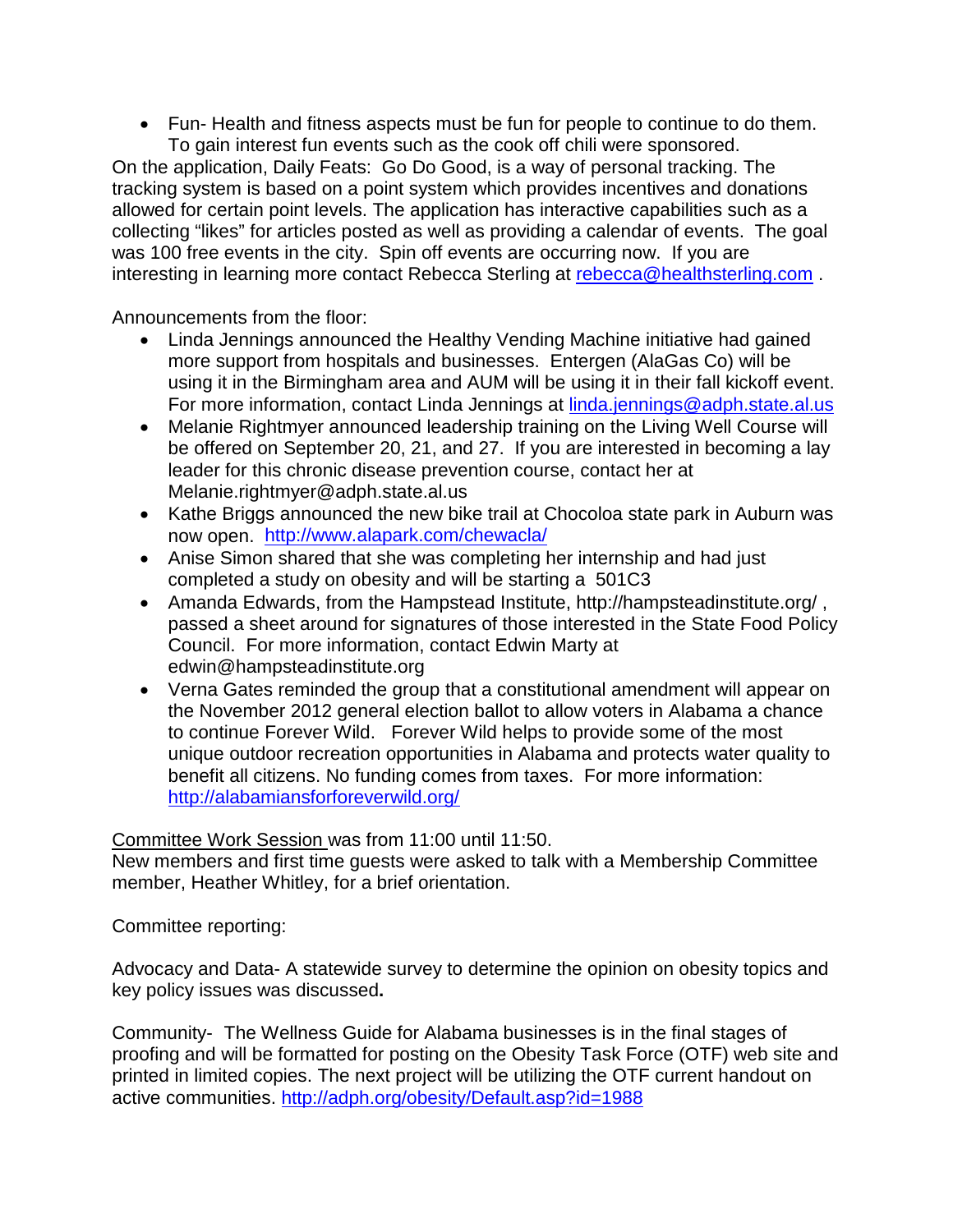- Fun- Health and fitness aspects must be fun for people to continue to do them. To gain interest fun events such as the cook off chili were sponsored.

On the application, Daily Feats: Go Do Good, is a way of personal tracking. The tracking system is based on a point system which provides incentives and donations allowed for certain point levels. The application has interactive capabilities such as a collecting "likes" for articles posted as well as providing a calendar of events. The goal was 100 free events in the city. Spin off events are occurring now. If you are interesting in learning more contact Rebecca Sterling at rebecca@healthsterling.com .

Announcements from the floor:

- Linda Jennings announced the Healthy Vending Machine initiative had gained more support from hospitals and businesses. Entergen (AlaGas Co) will be using it in the Birmingham area and AUM will be using it in their fall kickoff event. For more information, contact Linda Jennings at linda.jennings@adph.state.al.us
- Melanie Rightmyer announced leadership training on the Living Well Course will be offered on September 20, 21, and 27. If you are interested in becoming a lay leader for this chronic disease prevention course, contact her at Melanie.rightmyer@adph.state.al.us
- Kathe Briggs announced the new bike trail at Chocoloa state park in Auburn was now open. http://www.alapark.com/chewacla/
- Anise Simon shared that she was completing her internship and had just completed a study on obesity and will be starting a 501C3
- Amanda Edwards, from the Hampstead Institute, http://hampsteadinstitute.org/ , passed a sheet around for signatures of those interested in the State Food Policy Council. For more information, contact Edwin Marty at edwin@hampsteadinstitute.org
- Verna Gates reminded the group that a constitutional amendment will appear on the November 2012 general election ballot to allow voters in Alabama a chance to continue Forever Wild. Forever Wild helps to provide some of the most unique outdoor recreation opportunities in Alabama and protects water quality to benefit all citizens. No funding comes from taxes. For more information: http://alabamiansforforeverwild.org/

Committee Work Session was from 11:00 until 11:50.
New members and first time guests were asked to talk with a Membership Committee member, Heather Whitley, for a brief orientation.

Committee reporting:

Advocacy and Data- A statewide survey to determine the opinion on obesity topics and key policy issues was discussed**.**

Community- The Wellness Guide for Alabama businesses is in the final stages of proofing and will be formatted for posting on the Obesity Task Force (OTF) web site and printed in limited copies. The next project will be utilizing the OTF current handout on active communities. http://adph.org/obesity/Default.asp?id=1988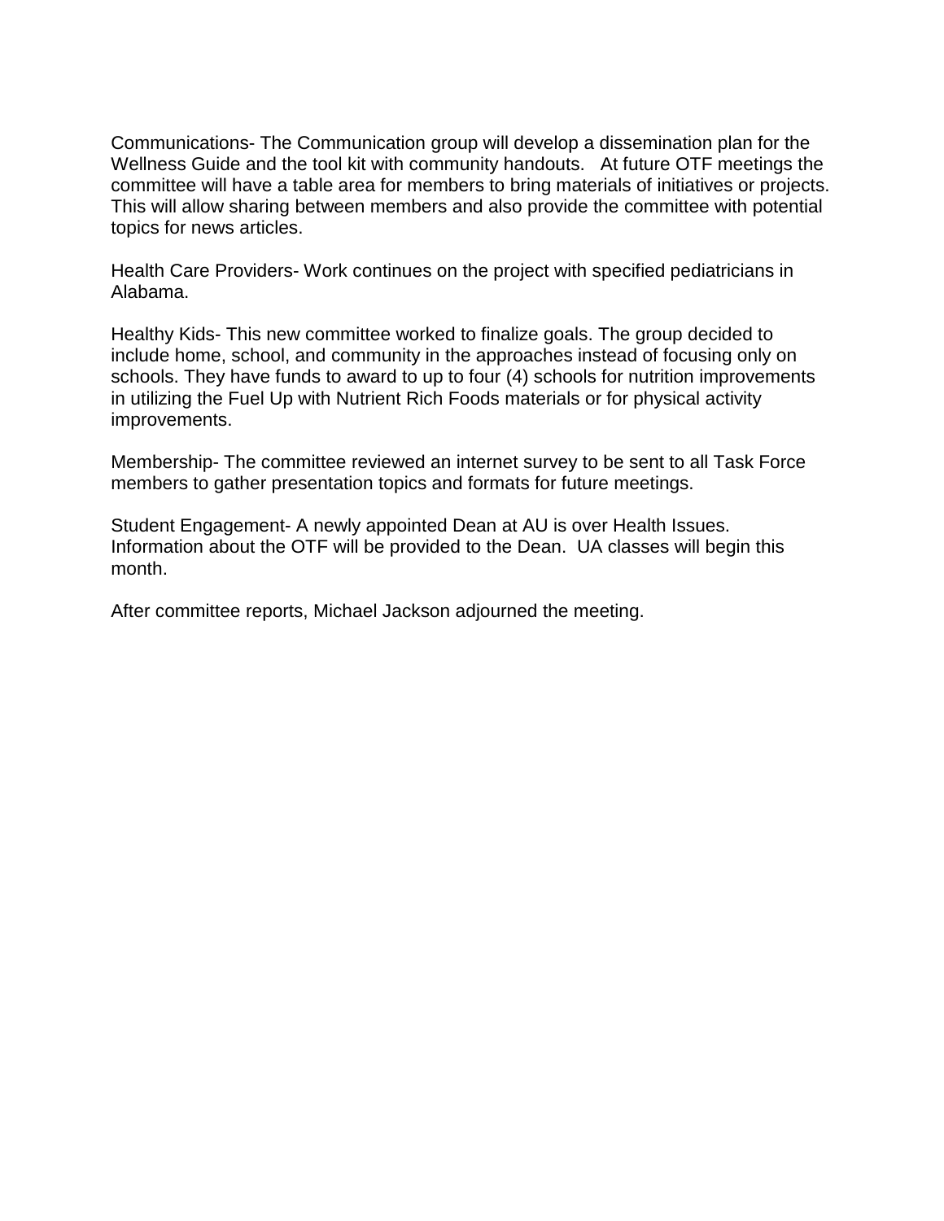Communications- The Communication group will develop a dissemination plan for the Wellness Guide and the tool kit with community handouts. At future OTF meetings the committee will have a table area for members to bring materials of initiatives or projects. This will allow sharing between members and also provide the committee with potential topics for news articles.

Health Care Providers- Work continues on the project with specified pediatricians in Alabama.

Healthy Kids- This new committee worked to finalize goals. The group decided to include home, school, and community in the approaches instead of focusing only on schools. They have funds to award to up to four (4) schools for nutrition improvements in utilizing the Fuel Up with Nutrient Rich Foods materials or for physical activity improvements.

Membership- The committee reviewed an internet survey to be sent to all Task Force members to gather presentation topics and formats for future meetings.

Student Engagement- A newly appointed Dean at AU is over Health Issues. Information about the OTF will be provided to the Dean. UA classes will begin this month.

After committee reports, Michael Jackson adjourned the meeting.